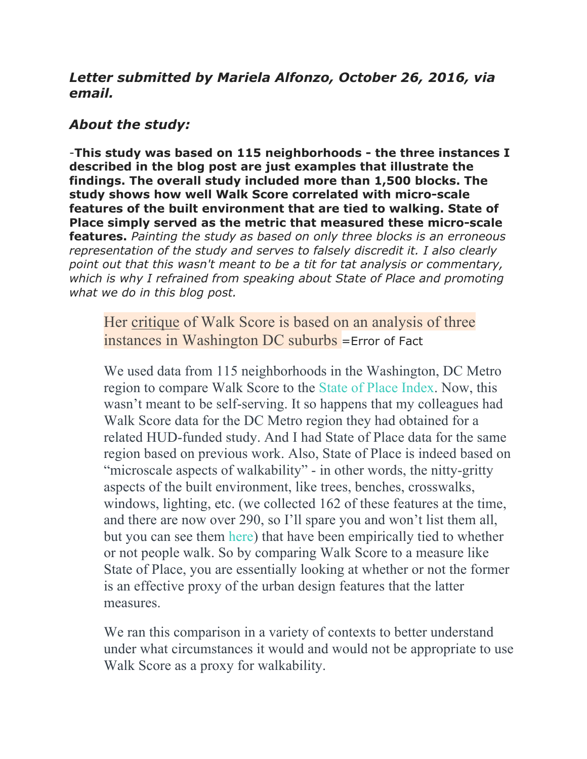***Letter submitted by Mariela Alfonzo, October 26, 2016, via email.***

***About the study:***

-**This study was based on 115 neighborhoods - the three instances I described in the blog post are just examples that illustrate the findings. The overall study included more than 1,500 blocks. The study shows how well Walk Score correlated with micro-scale features of the built environment that are tied to walking. State of Place simply served as the metric that measured these micro-scale features.** *Painting the study as based on only three blocks is an erroneous representation of the study and serves to falsely discredit it. I also clearly point out that this wasn't meant to be a tit for tat analysis or commentary, which is why I refrained from speaking about State of Place and promoting what we do in this blog post.*

> Her critique of Walk Score is based on an analysis of three instances in Washington DC suburbs =Error of Fact
>
> We used data from 115 neighborhoods in the Washington, DC Metro region to compare Walk Score to the State of Place Index. Now, this wasn't meant to be self-serving. It so happens that my colleagues had Walk Score data for the DC Metro region they had obtained for a related HUD-funded study. And I had State of Place data for the same region based on previous work. Also, State of Place is indeed based on "microscale aspects of walkability" - in other words, the nitty-gritty aspects of the built environment, like trees, benches, crosswalks, windows, lighting, etc. (we collected 162 of these features at the time, and there are now over 290, so I'll spare you and won't list them all, but you can see them here) that have been empirically tied to whether or not people walk. So by comparing Walk Score to a measure like State of Place, you are essentially looking at whether or not the former is an effective proxy of the urban design features that the latter measures.
>
> We ran this comparison in a variety of contexts to better understand under what circumstances it would and would not be appropriate to use Walk Score as a proxy for walkability.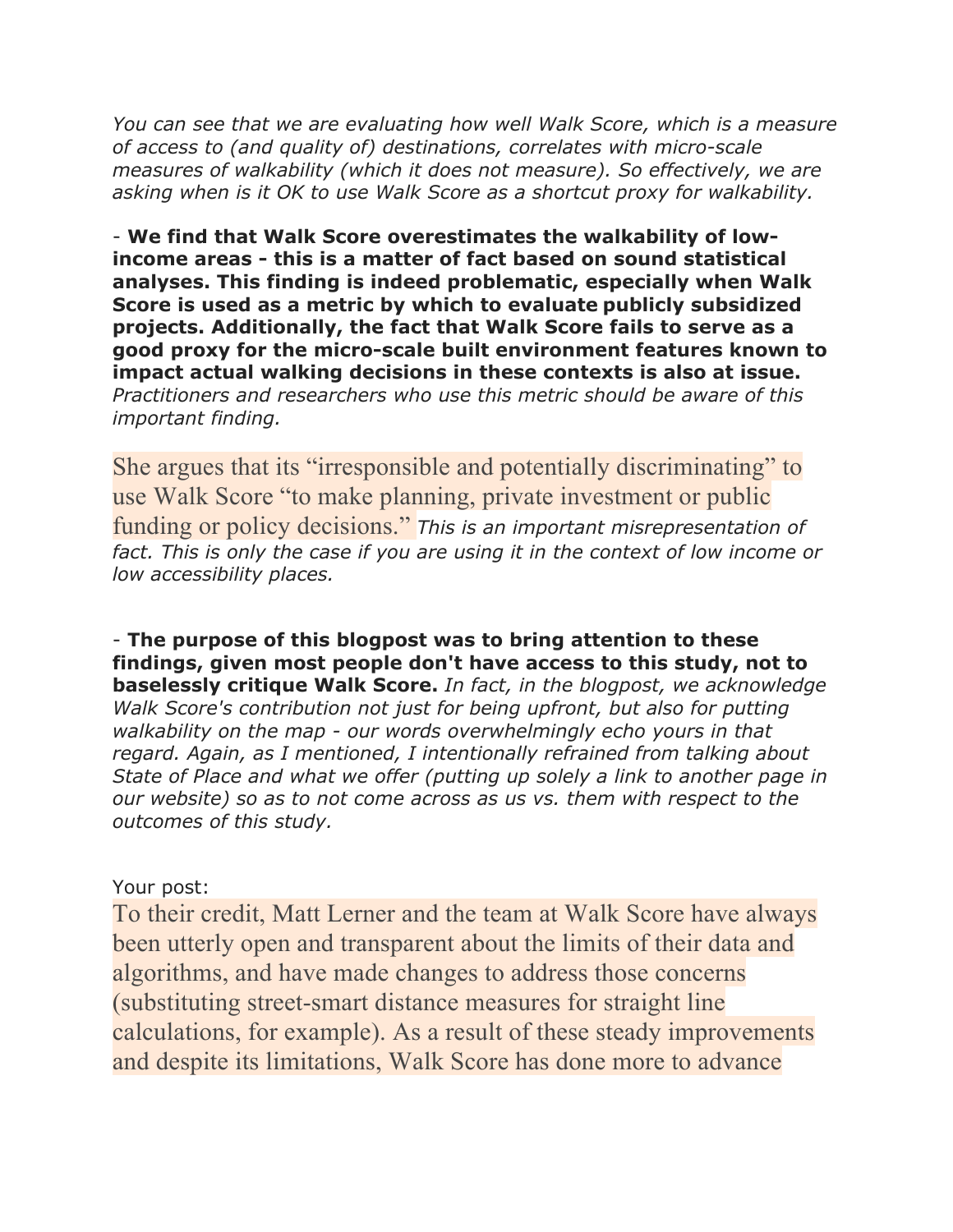*You can see that we are evaluating how well Walk Score, which is a measure of access to (and quality of) destinations, correlates with micro-scale measures of walkability (which it does not measure). So effectively, we are asking when is it OK to use Walk Score as a shortcut proxy for walkability.*

- **We find that Walk Score overestimates the walkability of low-income areas - this is a matter of fact based on sound statistical analyses. This finding is indeed problematic, especially when Walk Score is used as a metric by which to evaluate publicly subsidized projects. Additionally, the fact that Walk Score fails to serve as a good proxy for the micro-scale built environment features known to impact actual walking decisions in these contexts is also at issue.** *Practitioners and researchers who use this metric should be aware of this important finding.*

She argues that its "irresponsible and potentially discriminating" to use Walk Score "to make planning, private investment or public funding or policy decisions." *This is an important misrepresentation of fact. This is only the case if you are using it in the context of low income or low accessibility places.*

- **The purpose of this blogpost was to bring attention to these findings, given most people don't have access to this study, not to baselessly critique Walk Score.** *In fact, in the blogpost, we acknowledge Walk Score's contribution not just for being upfront, but also for putting walkability on the map - our words overwhelmingly echo yours in that regard. Again, as I mentioned, I intentionally refrained from talking about State of Place and what we offer (putting up solely a link to another page in our website) so as to not come across as us vs. them with respect to the outcomes of this study.*

Your post:

To their credit, Matt Lerner and the team at Walk Score have always been utterly open and transparent about the limits of their data and algorithms, and have made changes to address those concerns (substituting street-smart distance measures for straight line calculations, for example). As a result of these steady improvements and despite its limitations, Walk Score has done more to advance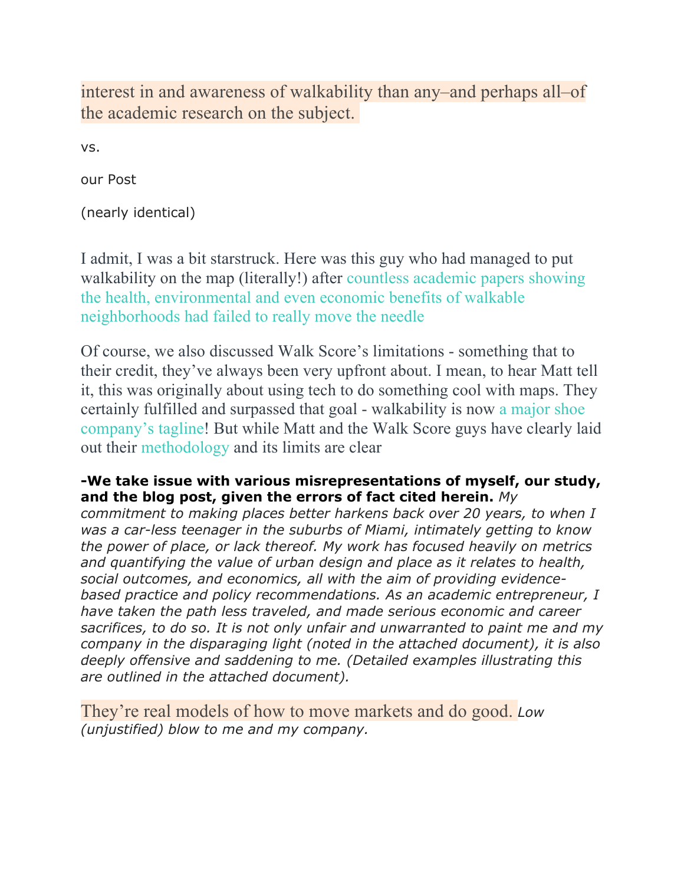interest in and awareness of walkability than any–and perhaps all–of the academic research on the subject.

vs.

our Post

(nearly identical)

I admit, I was a bit starstruck. Here was this guy who had managed to put walkability on the map (literally!) after countless academic papers showing the health, environmental and even economic benefits of walkable neighborhoods had failed to really move the needle

Of course, we also discussed Walk Score's limitations - something that to their credit, they've always been very upfront about. I mean, to hear Matt tell it, this was originally about using tech to do something cool with maps. They certainly fulfilled and surpassed that goal - walkability is now a major shoe company's tagline! But while Matt and the Walk Score guys have clearly laid out their methodology and its limits are clear

**-We take issue with various misrepresentations of myself, our study, and the blog post, given the errors of fact cited herein.** *My commitment to making places better harkens back over 20 years, to when I was a car-less teenager in the suburbs of Miami, intimately getting to know the power of place, or lack thereof. My work has focused heavily on metrics and quantifying the value of urban design and place as it relates to health, social outcomes, and economics, all with the aim of providing evidence-based practice and policy recommendations. As an academic entrepreneur, I have taken the path less traveled, and made serious economic and career sacrifices, to do so. It is not only unfair and unwarranted to paint me and my company in the disparaging light (noted in the attached document), it is also deeply offensive and saddening to me. (Detailed examples illustrating this are outlined in the attached document).*

They're real models of how to move markets and do good. *Low (unjustified) blow to me and my company.*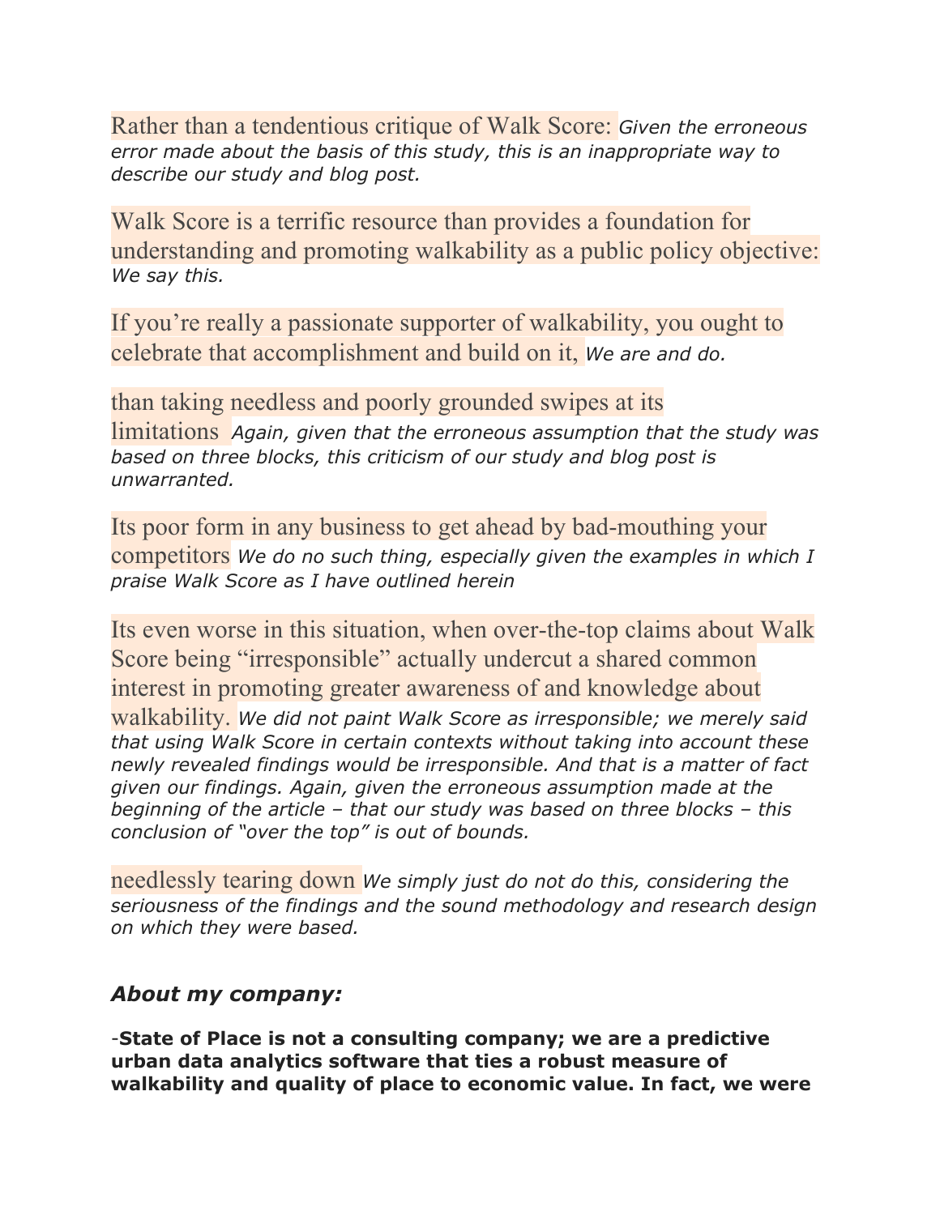Rather than a tendentious critique of Walk Score: *Given the erroneous error made about the basis of this study, this is an inappropriate way to describe our study and blog post.*

Walk Score is a terrific resource than provides a foundation for understanding and promoting walkability as a public policy objective: *We say this.*

If you're really a passionate supporter of walkability, you ought to celebrate that accomplishment and build on it, *We are and do.*

than taking needless and poorly grounded swipes at its limitations *Again, given that the erroneous assumption that the study was based on three blocks, this criticism of our study and blog post is unwarranted.*

Its poor form in any business to get ahead by bad-mouthing your competitors *We do no such thing, especially given the examples in which I praise Walk Score as I have outlined herein*

Its even worse in this situation, when over-the-top claims about Walk Score being "irresponsible" actually undercut a shared common interest in promoting greater awareness of and knowledge about walkability. *We did not paint Walk Score as irresponsible; we merely said that using Walk Score in certain contexts without taking into account these newly revealed findings would be irresponsible. And that is a matter of fact given our findings. Again, given the erroneous assumption made at the beginning of the article – that our study was based on three blocks – this conclusion of "over the top" is out of bounds.*

needlessly tearing down *We simply just do not do this, considering the seriousness of the findings and the sound methodology and research design on which they were based.*

***About my company:***

-**State of Place is not a consulting company; we are a predictive urban data analytics software that ties a robust measure of walkability and quality of place to economic value. In fact, we were**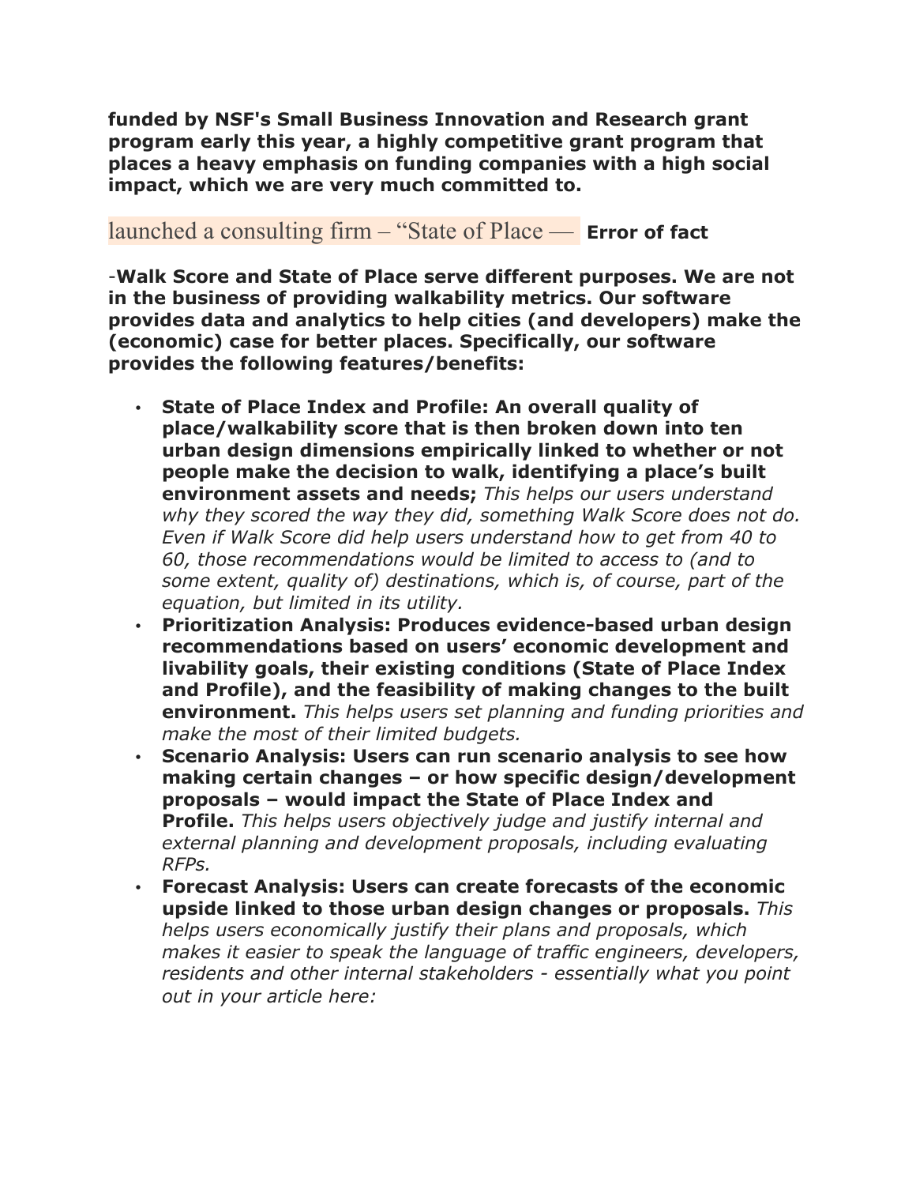**funded by NSF's Small Business Innovation and Research grant program early this year, a highly competitive grant program that places a heavy emphasis on funding companies with a high social impact, which we are very much committed to.**

launched a consulting firm – "State of Place — **Error of fact**

-**Walk Score and State of Place serve different purposes. We are not in the business of providing walkability metrics. Our software provides data and analytics to help cities (and developers) make the (economic) case for better places. Specifically, our software provides the following features/benefits:**

- **State of Place Index and Profile: An overall quality of place/walkability score that is then broken down into ten urban design dimensions empirically linked to whether or not people make the decision to walk, identifying a place's built environment assets and needs;** *This helps our users understand why they scored the way they did, something Walk Score does not do. Even if Walk Score did help users understand how to get from 40 to 60, those recommendations would be limited to access to (and to some extent, quality of) destinations, which is, of course, part of the equation, but limited in its utility.*
- **Prioritization Analysis: Produces evidence-based urban design recommendations based on users' economic development and livability goals, their existing conditions (State of Place Index and Profile), and the feasibility of making changes to the built environment.** *This helps users set planning and funding priorities and make the most of their limited budgets.*
- **Scenario Analysis: Users can run scenario analysis to see how making certain changes – or how specific design/development proposals – would impact the State of Place Index and Profile.** *This helps users objectively judge and justify internal and external planning and development proposals, including evaluating RFPs.*
- **Forecast Analysis: Users can create forecasts of the economic upside linked to those urban design changes or proposals.** *This helps users economically justify their plans and proposals, which makes it easier to speak the language of traffic engineers, developers, residents and other internal stakeholders - essentially what you point out in your article here:*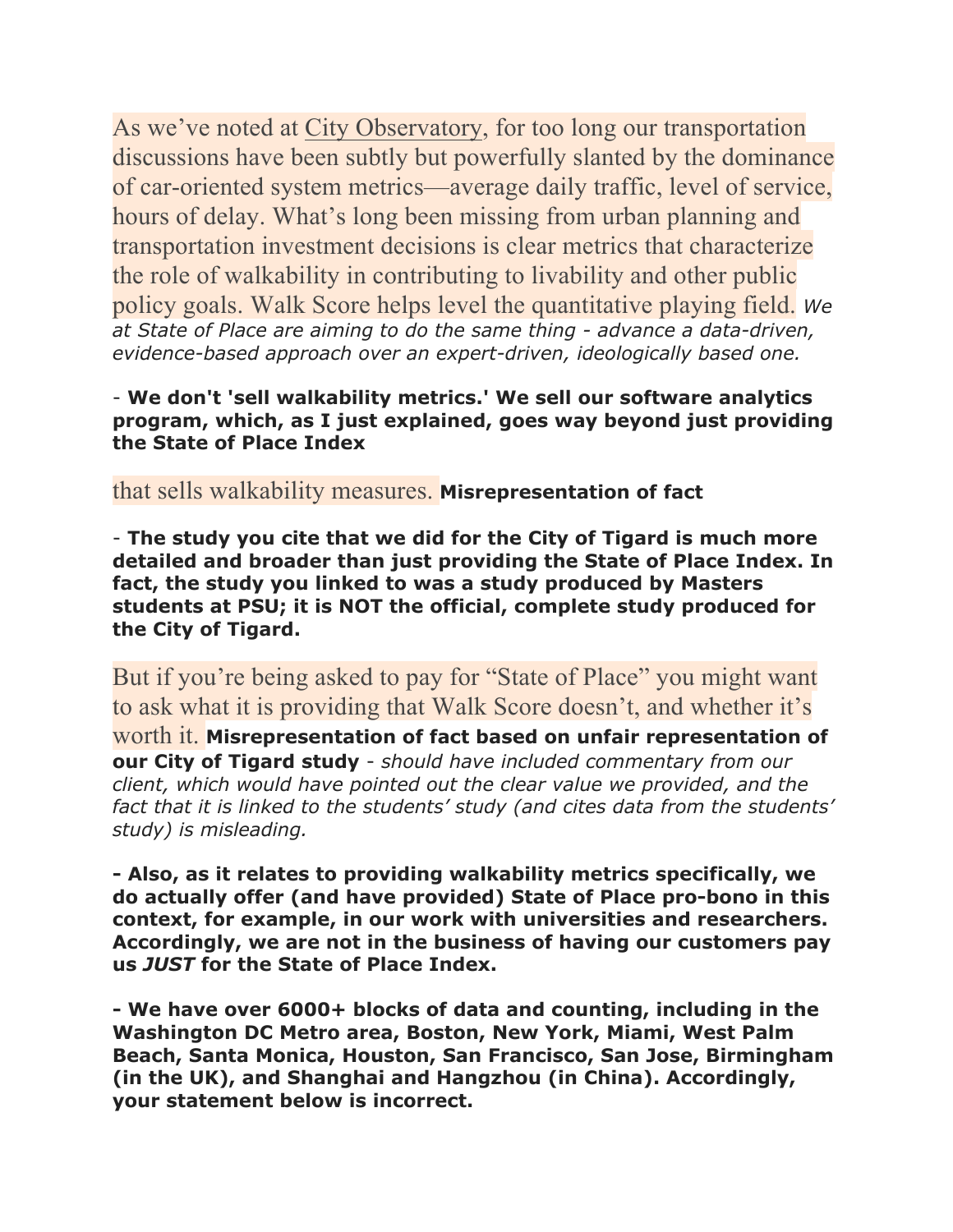As we've noted at City Observatory, for too long our transportation discussions have been subtly but powerfully slanted by the dominance of car-oriented system metrics—average daily traffic, level of service, hours of delay. What's long been missing from urban planning and transportation investment decisions is clear metrics that characterize the role of walkability in contributing to livability and other public policy goals. Walk Score helps level the quantitative playing field. *We at State of Place are aiming to do the same thing - advance a data-driven, evidence-based approach over an expert-driven, ideologically based one.*

- **We don't 'sell walkability metrics.' We sell our software analytics program, which, as I just explained, goes way beyond just providing the State of Place Index**

that sells walkability measures. **Misrepresentation of fact**

- **The study you cite that we did for the City of Tigard is much more detailed and broader than just providing the State of Place Index. In fact, the study you linked to was a study produced by Masters students at PSU; it is NOT the official, complete study produced for the City of Tigard.**

But if you're being asked to pay for "State of Place" you might want to ask what it is providing that Walk Score doesn't, and whether it's worth it. **Misrepresentation of fact based on unfair representation of our City of Tigard study** - *should have included commentary from our client, which would have pointed out the clear value we provided, and the fact that it is linked to the students' study (and cites data from the students' study) is misleading.*

**- Also, as it relates to providing walkability metrics specifically, we do actually offer (and have provided) State of Place pro-bono in this context, for example, in our work with universities and researchers. Accordingly, we are not in the business of having our customers pay us *JUST* for the State of Place Index.**

**- We have over 6000+ blocks of data and counting, including in the Washington DC Metro area, Boston, New York, Miami, West Palm Beach, Santa Monica, Houston, San Francisco, San Jose, Birmingham (in the UK), and Shanghai and Hangzhou (in China). Accordingly, your statement below is incorrect.**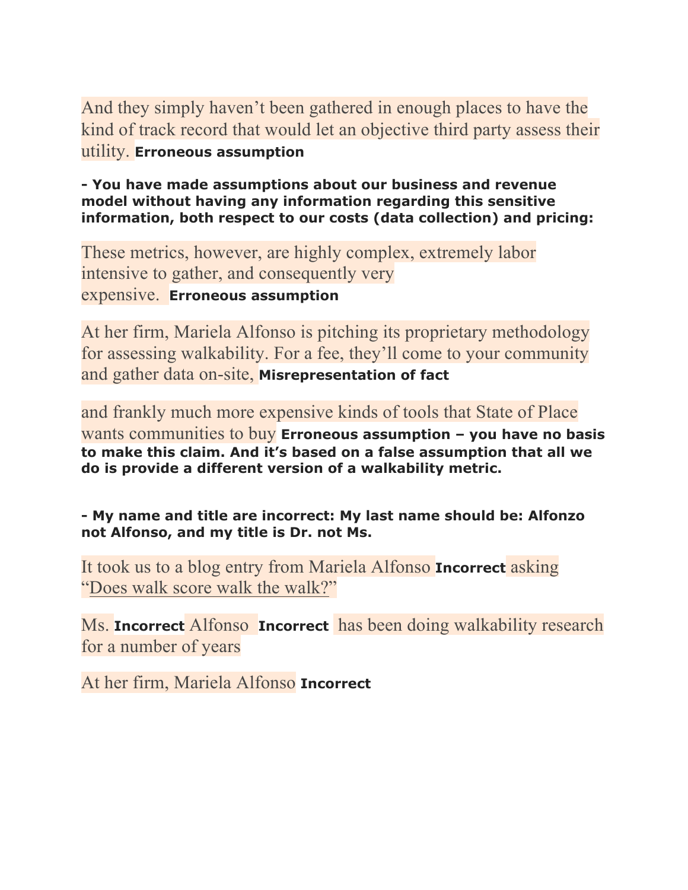And they simply haven't been gathered in enough places to have the kind of track record that would let an objective third party assess their utility. **Erroneous assumption**

**- You have made assumptions about our business and revenue model without having any information regarding this sensitive information, both respect to our costs (data collection) and pricing:**

These metrics, however, are highly complex, extremely labor intensive to gather, and consequently very expensive. **Erroneous assumption**

At her firm, Mariela Alfonso is pitching its proprietary methodology for assessing walkability. For a fee, they'll come to your community and gather data on-site, **Misrepresentation of fact**

and frankly much more expensive kinds of tools that State of Place wants communities to buy **Erroneous assumption – you have no basis to make this claim. And it's based on a false assumption that all we do is provide a different version of a walkability metric.**

**- My name and title are incorrect: My last name should be: Alfonzo not Alfonso, and my title is Dr. not Ms.**

It took us to a blog entry from Mariela Alfonso **Incorrect** asking "Does walk score walk the walk?"

Ms. **Incorrect** Alfonso **Incorrect** has been doing walkability research for a number of years

At her firm, Mariela Alfonso **Incorrect**